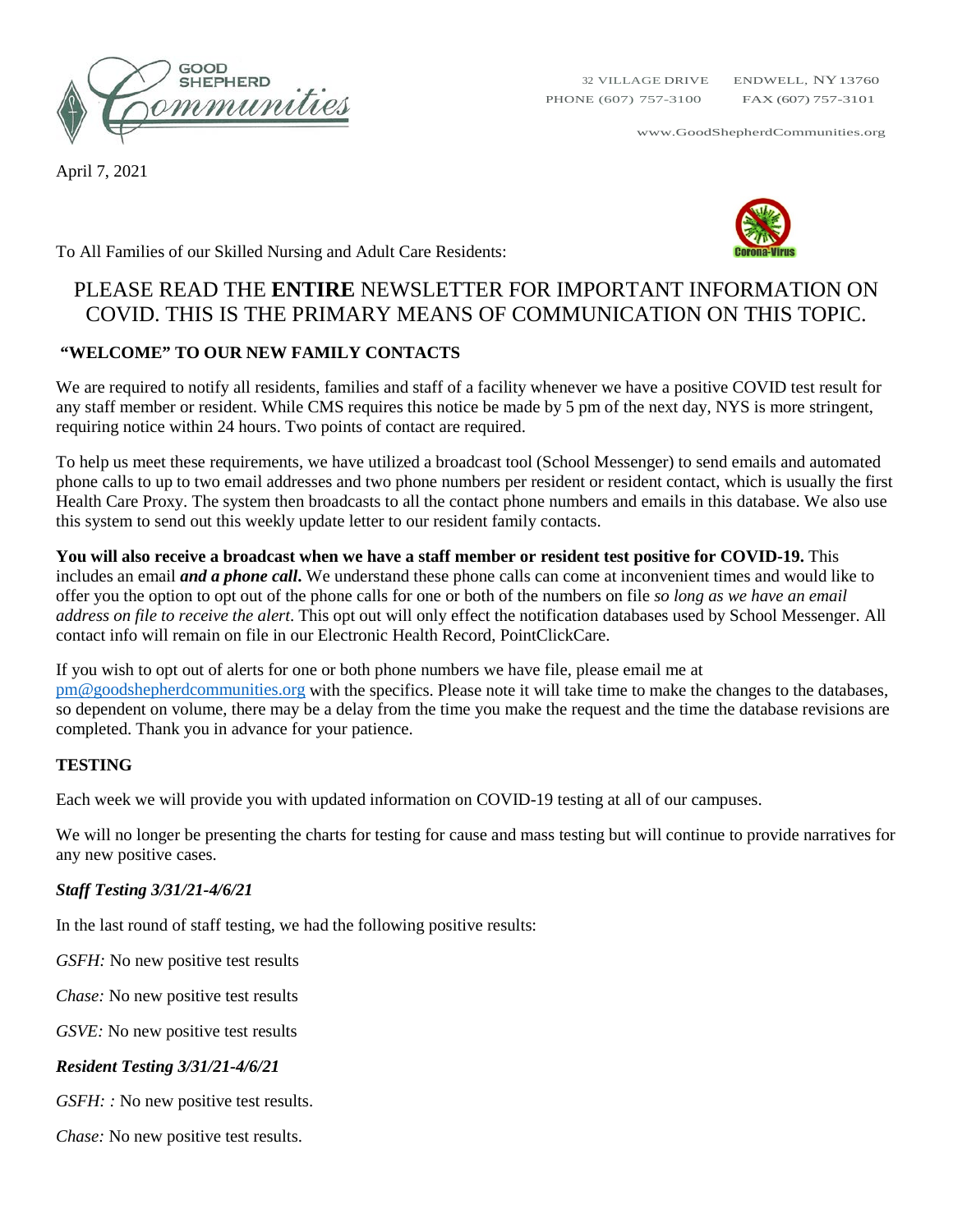GOOD SHEPHERD Communities

32 VILLAGE DRIVE ENDWELL, NY 13760
PHONE (607) 757-3100 FAX (607) 757-3101

www.GoodShepherdCommunities.org

April 7, 2021

To All Families of our Skilled Nursing and Adult Care Residents:

## PLEASE READ THE **ENTIRE** NEWSLETTER FOR IMPORTANT INFORMATION ON COVID. THIS IS THE PRIMARY MEANS OF COMMUNICATION ON THIS TOPIC.

### "WELCOME" TO OUR NEW FAMILY CONTACTS

We are required to notify all residents, families and staff of a facility whenever we have a positive COVID test result for any staff member or resident. While CMS requires this notice be made by 5 pm of the next day, NYS is more stringent, requiring notice within 24 hours. Two points of contact are required.

To help us meet these requirements, we have utilized a broadcast tool (School Messenger) to send emails and automated phone calls to up to two email addresses and two phone numbers per resident or resident contact, which is usually the first Health Care Proxy. The system then broadcasts to all the contact phone numbers and emails in this database. We also use this system to send out this weekly update letter to our resident family contacts.

**You will also receive a broadcast when we have a staff member or resident test positive for COVID-19.** This includes an email ***and a phone call***. We understand these phone calls can come at inconvenient times and would like to offer you the option to opt out of the phone calls for one or both of the numbers on file *so long as we have an email address on file to receive the alert*. This opt out will only effect the notification databases used by School Messenger. All contact info will remain on file in our Electronic Health Record, PointClickCare.

If you wish to opt out of alerts for one or both phone numbers we have file, please email me at pm@goodshepherdcommunities.org with the specifics. Please note it will take time to make the changes to the databases, so dependent on volume, there may be a delay from the time you make the request and the time the database revisions are completed. Thank you in advance for your patience.

### TESTING

Each week we will provide you with updated information on COVID-19 testing at all of our campuses.

We will no longer be presenting the charts for testing for cause and mass testing but will continue to provide narratives for any new positive cases.

#### *Staff Testing 3/31/21-4/6/21*

In the last round of staff testing, we had the following positive results:

*GSFH:* No new positive test results

*Chase:* No new positive test results

*GSVE:* No new positive test results

#### *Resident Testing 3/31/21-4/6/21*

*GSFH: :* No new positive test results.

*Chase:* No new positive test results.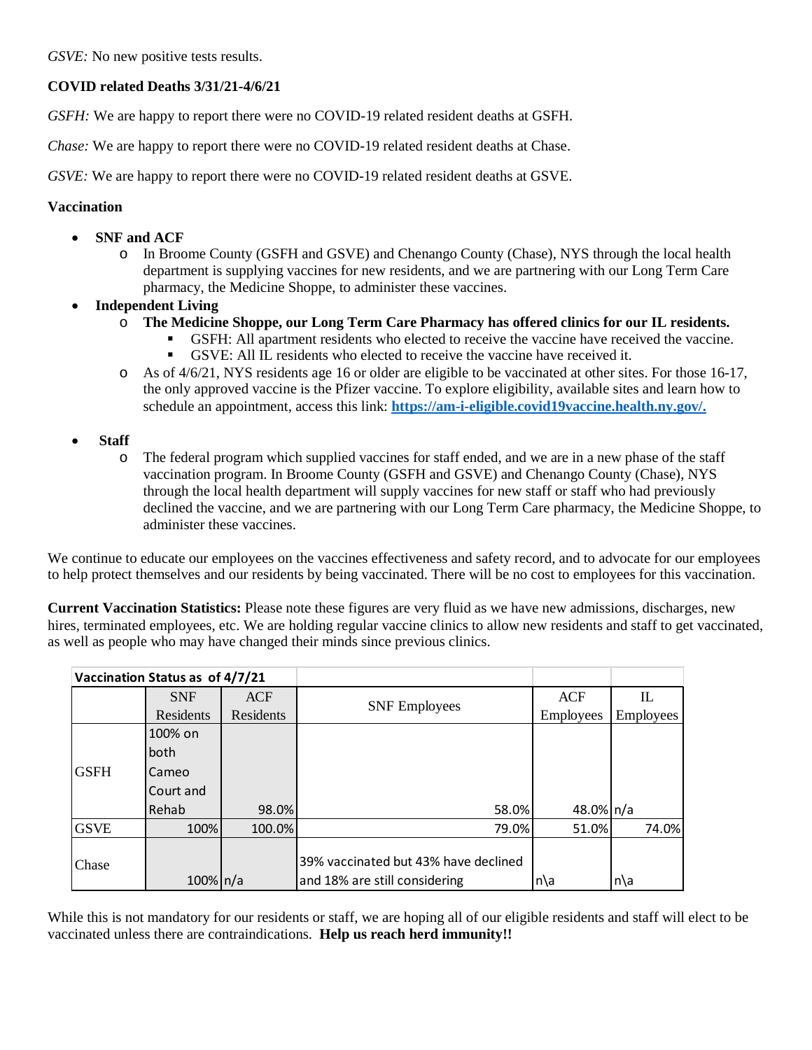*GSVE:* No new positive tests results.

**COVID related Deaths 3/31/21-4/6/21**

*GSFH:* We are happy to report there were no COVID-19 related resident deaths at GSFH.

*Chase:* We are happy to report there were no COVID-19 related resident deaths at Chase.

*GSVE:* We are happy to report there were no COVID-19 related resident deaths at GSVE.

**Vaccination**

- **SNF and ACF**
  - In Broome County (GSFH and GSVE) and Chenango County (Chase), NYS through the local health department is supplying vaccines for new residents, and we are partnering with our Long Term Care pharmacy, the Medicine Shoppe, to administer these vaccines.
- **Independent Living**
  - **The Medicine Shoppe, our Long Term Care Pharmacy has offered clinics for our IL residents.**
    - GSFH: All apartment residents who elected to receive the vaccine have received the vaccine.
    - GSVE: All IL residents who elected to receive the vaccine have received it.
  - As of 4/6/21, NYS residents age 16 or older are eligible to be vaccinated at other sites. For those 16-17, the only approved vaccine is the Pfizer vaccine. To explore eligibility, available sites and learn how to schedule an appointment, access this link: **https://am-i-eligible.covid19vaccine.health.ny.gov/.**
- **Staff**
  - The federal program which supplied vaccines for staff ended, and we are in a new phase of the staff vaccination program. In Broome County (GSFH and GSVE) and Chenango County (Chase), NYS through the local health department will supply vaccines for new staff or staff who had previously declined the vaccine, and we are partnering with our Long Term Care pharmacy, the Medicine Shoppe, to administer these vaccines.

We continue to educate our employees on the vaccines effectiveness and safety record, and to advocate for our employees to help protect themselves and our residents by being vaccinated. There will be no cost to employees for this vaccination.

**Current Vaccination Statistics:** Please note these figures are very fluid as we have new admissions, discharges, new hires, terminated employees, etc. We are holding regular vaccine clinics to allow new residents and staff to get vaccinated, as well as people who may have changed their minds since previous clinics.

| Vaccination Status as of 4/7/21 | | | | | |
|---|---|---|---|---|---|
| | SNF Residents | ACF Residents | SNF Employees | ACF Employees | IL Employees |
| GSFH | 100% on both Cameo Court and Rehab | 98.0% | 58.0% | 48.0% | n/a |
| GSVE | 100% | 100.0% | 79.0% | 51.0% | 74.0% |
| Chase | 100% | n/a | 39% vaccinated but 43% have declined and 18% are still considering | n\a | n\a |

While this is not mandatory for our residents or staff, we are hoping all of our eligible residents and staff will elect to be vaccinated unless there are contraindications. **Help us reach herd immunity!!**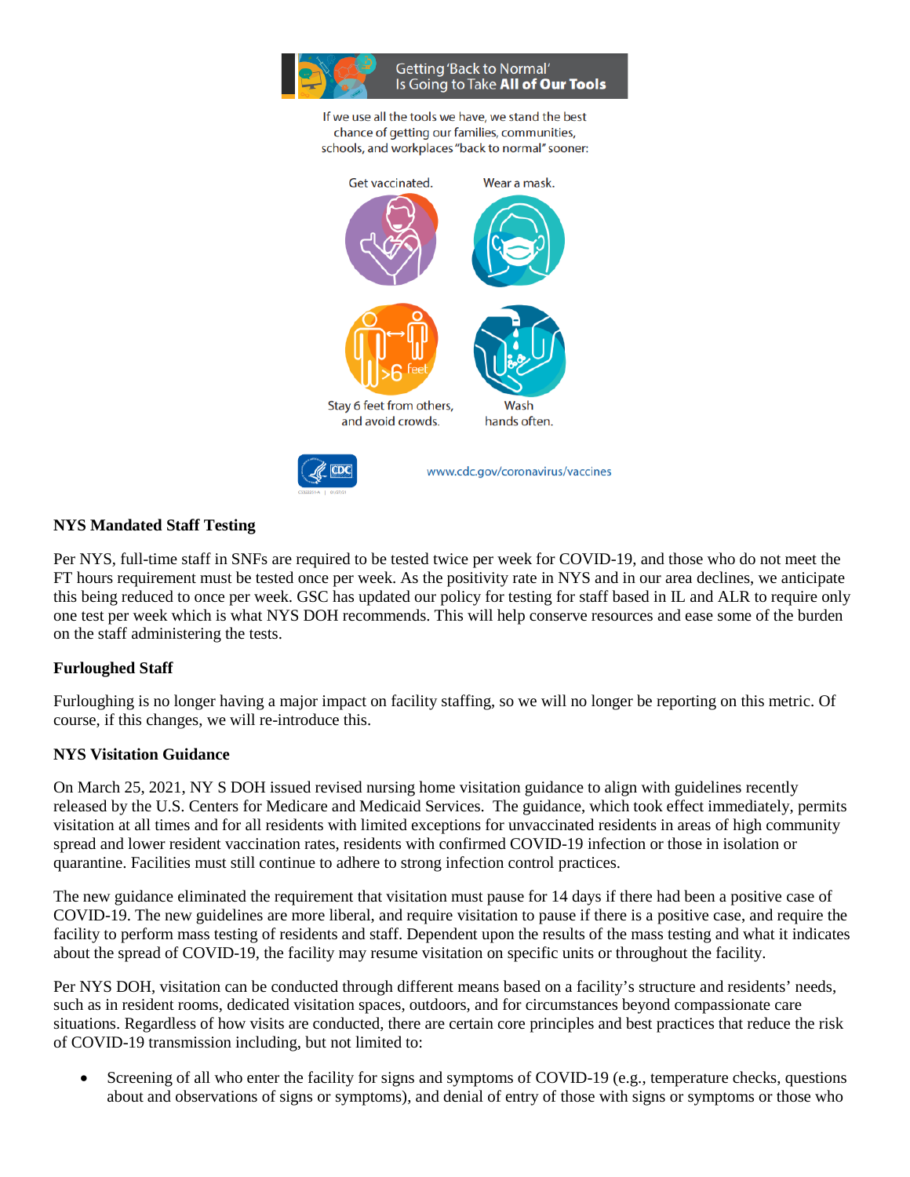Getting 'Back to Normal' Is Going to Take **All of Our Tools**

If we use all the tools we have, we stand the best chance of getting our families, communities, schools, and workplaces "back to normal" sooner:

- Get vaccinated.
- Wear a mask.
- Stay 6 feet from others, and avoid crowds.
- Wash hands often.

www.cdc.gov/coronavirus/vaccines

**NYS Mandated Staff Testing**

Per NYS, full-time staff in SNFs are required to be tested twice per week for COVID-19, and those who do not meet the FT hours requirement must be tested once per week. As the positivity rate in NYS and in our area declines, we anticipate this being reduced to once per week. GSC has updated our policy for testing for staff based in IL and ALR to require only one test per week which is what NYS DOH recommends. This will help conserve resources and ease some of the burden on the staff administering the tests.

**Furloughed Staff**

Furloughing is no longer having a major impact on facility staffing, so we will no longer be reporting on this metric. Of course, if this changes, we will re-introduce this.

**NYS Visitation Guidance**

On March 25, 2021, NY S DOH issued revised nursing home visitation guidance to align with guidelines recently released by the U.S. Centers for Medicare and Medicaid Services. The guidance, which took effect immediately, permits visitation at all times and for all residents with limited exceptions for unvaccinated residents in areas of high community spread and lower resident vaccination rates, residents with confirmed COVID-19 infection or those in isolation or quarantine. Facilities must still continue to adhere to strong infection control practices.

The new guidance eliminated the requirement that visitation must pause for 14 days if there had been a positive case of COVID-19. The new guidelines are more liberal, and require visitation to pause if there is a positive case, and require the facility to perform mass testing of residents and staff. Dependent upon the results of the mass testing and what it indicates about the spread of COVID-19, the facility may resume visitation on specific units or throughout the facility.

Per NYS DOH, visitation can be conducted through different means based on a facility's structure and residents' needs, such as in resident rooms, dedicated visitation spaces, outdoors, and for circumstances beyond compassionate care situations. Regardless of how visits are conducted, there are certain core principles and best practices that reduce the risk of COVID-19 transmission including, but not limited to:

- Screening of all who enter the facility for signs and symptoms of COVID-19 (e.g., temperature checks, questions about and observations of signs or symptoms), and denial of entry of those with signs or symptoms or those who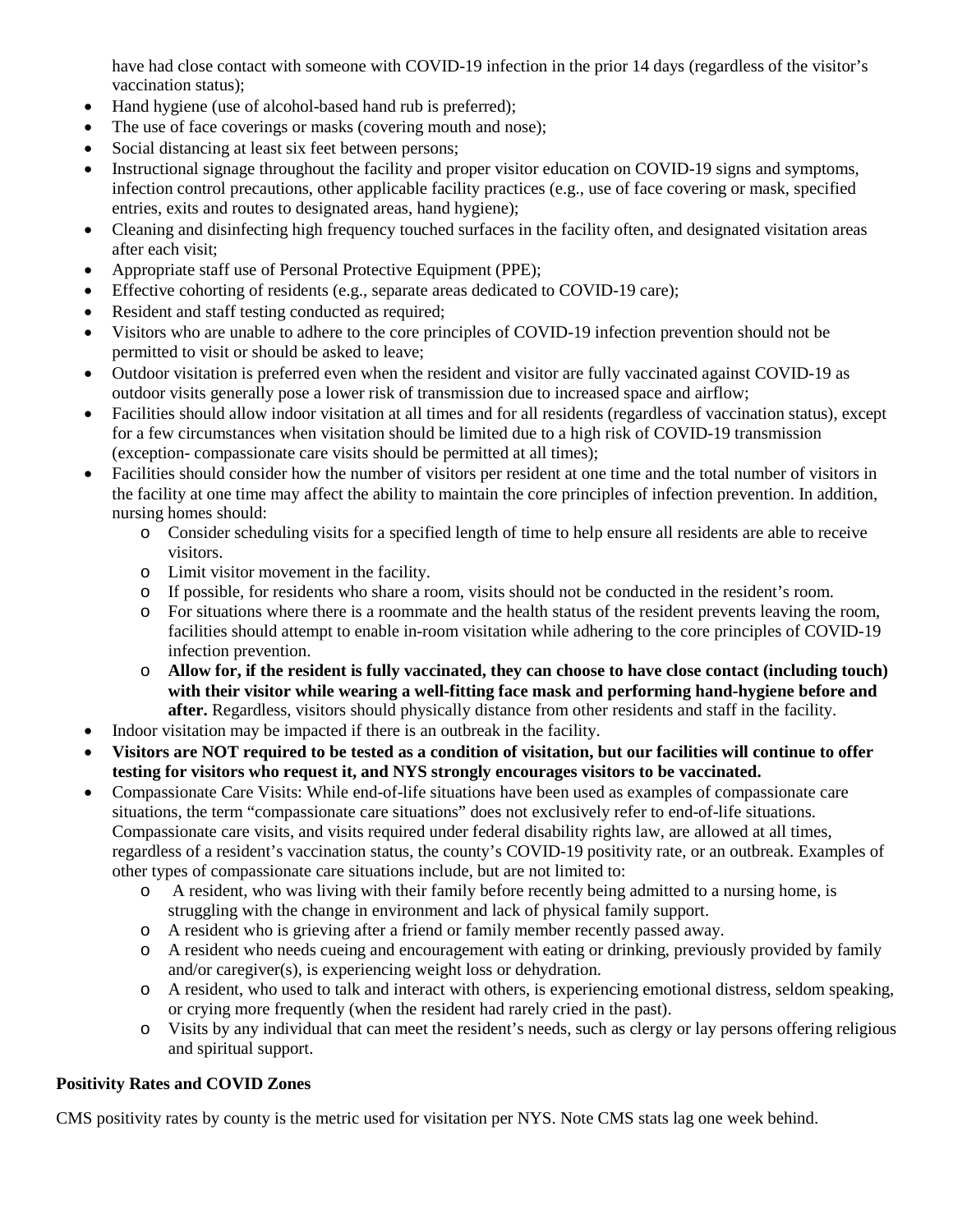have had close contact with someone with COVID-19 infection in the prior 14 days (regardless of the visitor's vaccination status);

- Hand hygiene (use of alcohol-based hand rub is preferred);
- The use of face coverings or masks (covering mouth and nose);
- Social distancing at least six feet between persons;
- Instructional signage throughout the facility and proper visitor education on COVID-19 signs and symptoms, infection control precautions, other applicable facility practices (e.g., use of face covering or mask, specified entries, exits and routes to designated areas, hand hygiene);
- Cleaning and disinfecting high frequency touched surfaces in the facility often, and designated visitation areas after each visit;
- Appropriate staff use of Personal Protective Equipment (PPE);
- Effective cohorting of residents (e.g., separate areas dedicated to COVID-19 care);
- Resident and staff testing conducted as required;
- Visitors who are unable to adhere to the core principles of COVID-19 infection prevention should not be permitted to visit or should be asked to leave;
- Outdoor visitation is preferred even when the resident and visitor are fully vaccinated against COVID-19 as outdoor visits generally pose a lower risk of transmission due to increased space and airflow;
- Facilities should allow indoor visitation at all times and for all residents (regardless of vaccination status), except for a few circumstances when visitation should be limited due to a high risk of COVID-19 transmission (exception- compassionate care visits should be permitted at all times);
- Facilities should consider how the number of visitors per resident at one time and the total number of visitors in the facility at one time may affect the ability to maintain the core principles of infection prevention. In addition, nursing homes should:
  - Consider scheduling visits for a specified length of time to help ensure all residents are able to receive visitors.
  - Limit visitor movement in the facility.
  - If possible, for residents who share a room, visits should not be conducted in the resident's room.
  - For situations where there is a roommate and the health status of the resident prevents leaving the room, facilities should attempt to enable in-room visitation while adhering to the core principles of COVID-19 infection prevention.
  - **Allow for, if the resident is fully vaccinated, they can choose to have close contact (including touch) with their visitor while wearing a well-fitting face mask and performing hand-hygiene before and after.** Regardless, visitors should physically distance from other residents and staff in the facility.
- Indoor visitation may be impacted if there is an outbreak in the facility.
- **Visitors are NOT required to be tested as a condition of visitation, but our facilities will continue to offer testing for visitors who request it, and NYS strongly encourages visitors to be vaccinated.**
- Compassionate Care Visits: While end-of-life situations have been used as examples of compassionate care situations, the term "compassionate care situations" does not exclusively refer to end-of-life situations. Compassionate care visits, and visits required under federal disability rights law, are allowed at all times, regardless of a resident's vaccination status, the county's COVID-19 positivity rate, or an outbreak. Examples of other types of compassionate care situations include, but are not limited to:
  - A resident, who was living with their family before recently being admitted to a nursing home, is struggling with the change in environment and lack of physical family support.
  - A resident who is grieving after a friend or family member recently passed away.
  - A resident who needs cueing and encouragement with eating or drinking, previously provided by family and/or caregiver(s), is experiencing weight loss or dehydration.
  - A resident, who used to talk and interact with others, is experiencing emotional distress, seldom speaking, or crying more frequently (when the resident had rarely cried in the past).
  - Visits by any individual that can meet the resident's needs, such as clergy or lay persons offering religious and spiritual support.

**Positivity Rates and COVID Zones**

CMS positivity rates by county is the metric used for visitation per NYS. Note CMS stats lag one week behind.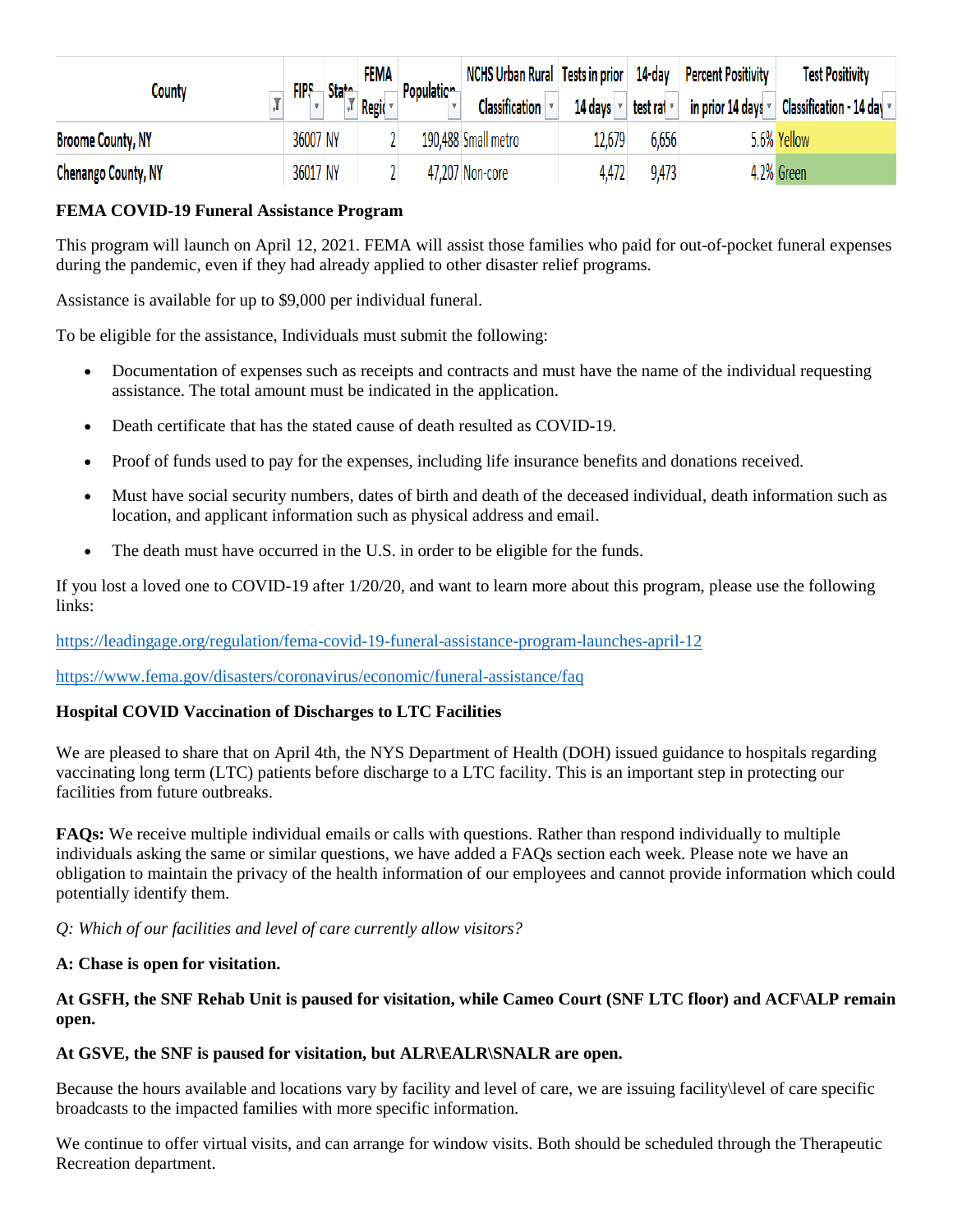| County | FIPS | State | FEMA Region | Population | NCHS Urban Rural Classification | Tests in prior 14 days | 14-day test rate | Percent Positivity in prior 14 days | Test Positivity Classification - 14 day |
|---|---|---|---|---|---|---|---|---|---|
| Broome County, NY | 36007 | NY | 2 | 190,488 | Small metro | 12,679 | 6,656 | 5.6% | Yellow |
| Chenango County, NY | 36017 | NY | 2 | 47,207 | Non-core | 4,472 | 9,473 | 4.2% | Green |

**FEMA COVID-19 Funeral Assistance Program**

This program will launch on April 12, 2021. FEMA will assist those families who paid for out-of-pocket funeral expenses during the pandemic, even if they had already applied to other disaster relief programs.

Assistance is available for up to $9,000 per individual funeral.

To be eligible for the assistance, Individuals must submit the following:

- Documentation of expenses such as receipts and contracts and must have the name of the individual requesting assistance. The total amount must be indicated in the application.
- Death certificate that has the stated cause of death resulted as COVID-19.
- Proof of funds used to pay for the expenses, including life insurance benefits and donations received.
- Must have social security numbers, dates of birth and death of the deceased individual, death information such as location, and applicant information such as physical address and email.
- The death must have occurred in the U.S. in order to be eligible for the funds.

If you lost a loved one to COVID-19 after 1/20/20, and want to learn more about this program, please use the following links:

https://leadingage.org/regulation/fema-covid-19-funeral-assistance-program-launches-april-12

https://www.fema.gov/disasters/coronavirus/economic/funeral-assistance/faq

**Hospital COVID Vaccination of Discharges to LTC Facilities**

We are pleased to share that on April 4th, the NYS Department of Health (DOH) issued guidance to hospitals regarding vaccinating long term (LTC) patients before discharge to a LTC facility. This is an important step in protecting our facilities from future outbreaks.

**FAQs:** We receive multiple individual emails or calls with questions. Rather than respond individually to multiple individuals asking the same or similar questions, we have added a FAQs section each week. Please note we have an obligation to maintain the privacy of the health information of our employees and cannot provide information which could potentially identify them.

*Q: Which of our facilities and level of care currently allow visitors?*

**A: Chase is open for visitation.**

**At GSFH, the SNF Rehab Unit is paused for visitation, while Cameo Court (SNF LTC floor) and ACF\ALP remain open.**

**At GSVE, the SNF is paused for visitation, but ALR\EALR\SNALR are open.**

Because the hours available and locations vary by facility and level of care, we are issuing facility\level of care specific broadcasts to the impacted families with more specific information.

We continue to offer virtual visits, and can arrange for window visits. Both should be scheduled through the Therapeutic Recreation department.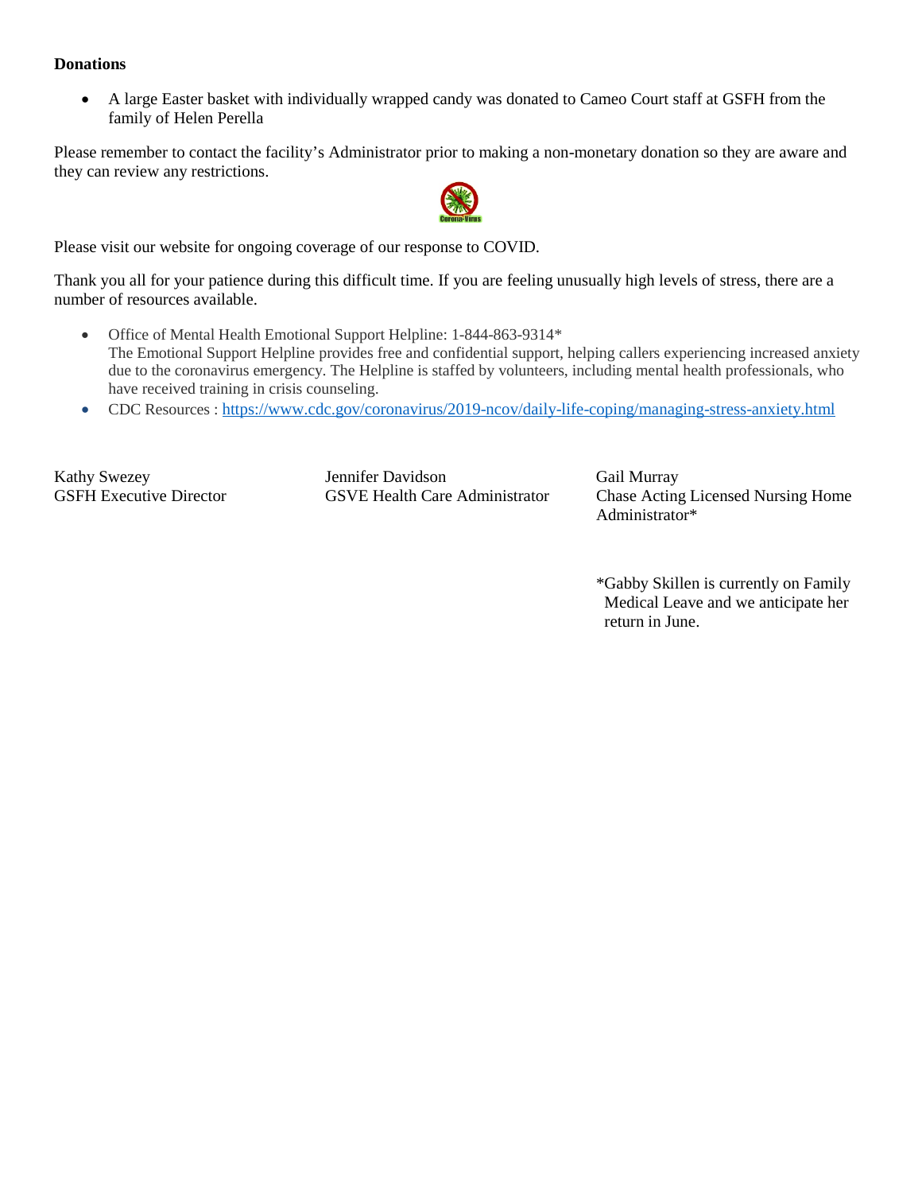**Donations**

- A large Easter basket with individually wrapped candy was donated to Cameo Court staff at GSFH from the family of Helen Perella

Please remember to contact the facility's Administrator prior to making a non-monetary donation so they are aware and they can review any restrictions.

Please visit our website for ongoing coverage of our response to COVID.

Thank you all for your patience during this difficult time. If you are feeling unusually high levels of stress, there are a number of resources available.

- Office of Mental Health Emotional Support Helpline: 1-844-863-9314*
  The Emotional Support Helpline provides free and confidential support, helping callers experiencing increased anxiety due to the coronavirus emergency. The Helpline is staffed by volunteers, including mental health professionals, who have received training in crisis counseling.
- CDC Resources : https://www.cdc.gov/coronavirus/2019-ncov/daily-life-coping/managing-stress-anxiety.html

Kathy Swezey
GSFH Executive Director

Jennifer Davidson
GSVE Health Care Administrator

Gail Murray
Chase Acting Licensed Nursing Home Administrator*

*Gabby Skillen is currently on Family Medical Leave and we anticipate her return in June.